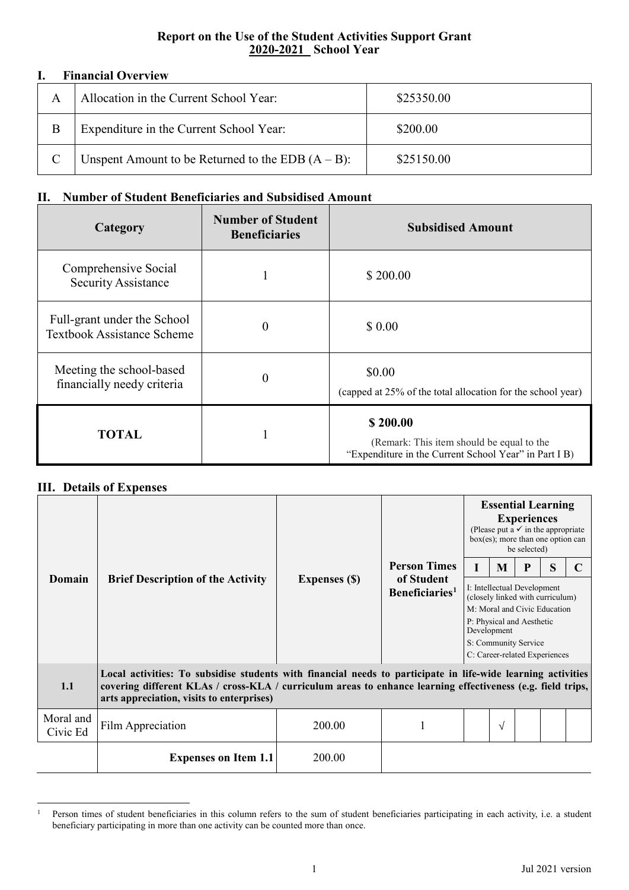# Report on the Use of the Student Activities Support Grant
## 2020-2021 School Year

## I. Financial Overview

| | | |
|---|---|---|
| A | Allocation in the Current School Year: | $25350.00 |
| B | Expenditure in the Current School Year: | $200.00 |
| C | Unspent Amount to be Returned to the EDB (A – B): | $25150.00 |

## II. Number of Student Beneficiaries and Subsidised Amount

| Category | Number of Student Beneficiaries | Subsidised Amount |
|---|---|---|
| Comprehensive Social Security Assistance | 1 | $ 200.00 |
| Full-grant under the School Textbook Assistance Scheme | 0 | $ 0.00 |
| Meeting the school-based financially needy criteria | 0 | $0.00 (capped at 25% of the total allocation for the school year) |
| **TOTAL** | 1 | **$ 200.00** (Remark: This item should be equal to the "Expenditure in the Current School Year" in Part I B) |

## III. Details of Expenses

| Domain | Brief Description of the Activity | Expenses ($) | Person Times of Student Beneficiaries[1] | Essential Learning Experiences (Please put a ✓ in the appropriate box(es); more than one option can be selected) | | | | |
|---|---|---|---|---|---|---|---|---|
| | | | | I | M | P | S | C |
| | | | | I: Intellectual Development (closely linked with curriculum) M: Moral and Civic Education P: Physical and Aesthetic Development S: Community Service C: Career-related Experiences | | | | |
| **1.1** | **Local activities: To subsidise students with financial needs to participate in life-wide learning activities covering different KLAs / cross-KLA / curriculum areas to enhance learning effectiveness (e.g. field trips, arts appreciation, visits to enterprises)** | | | | | | | |
| Moral and Civic Ed | Film Appreciation | 200.00 | 1 | | √ | | | |
| | **Expenses on Item 1.1** | 200.00 | | | | | | |

[1] Person times of student beneficiaries in this column refers to the sum of student beneficiaries participating in each activity, i.e. a student beneficiary participating in more than one activity can be counted more than once.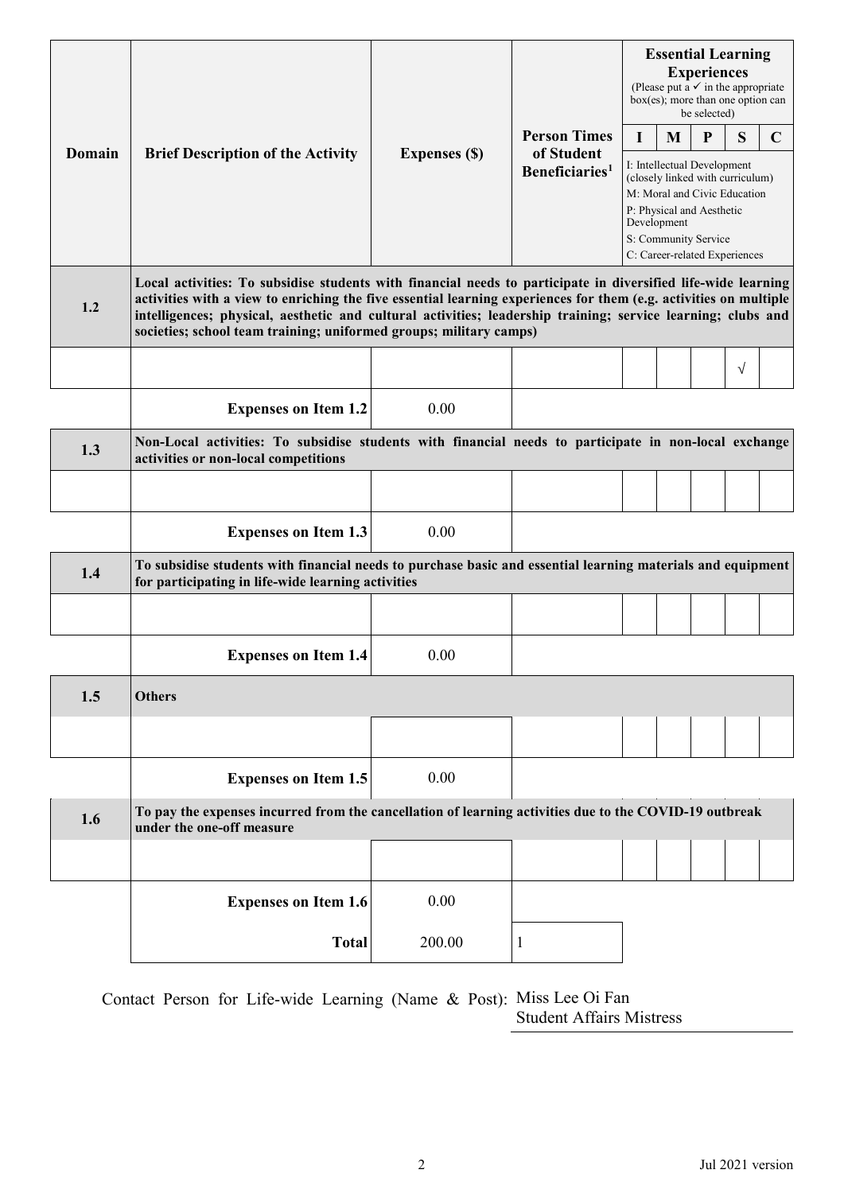| Domain | Brief Description of the Activity | Expenses ($) | Person Times of Student Beneficiaries[1] | Essential Learning Experiences (Please put a ✓ in the appropriate box(es); more than one option can be selected) | | | | |
|---|---|---|---|---|---|---|---|---|
| | | | | I | M | P | S | C |
| | | | | I: Intellectual Development (closely linked with curriculum) M: Moral and Civic Education P: Physical and Aesthetic Development S: Community Service C: Career-related Experiences | | | | |
| **1.2** | **Local activities: To subsidise students with financial needs to participate in diversified life-wide learning activities with a view to enriching the five essential learning experiences for them (e.g. activities on multiple intelligences; physical, aesthetic and cultural activities; leadership training; service learning; clubs and societies; school team training; uniformed groups; military camps)** | | | | | | | |
| | | | | | | | √ | |
| | **Expenses on Item 1.2** | 0.00 | | | | | | |
| **1.3** | **Non-Local activities: To subsidise students with financial needs to participate in non-local exchange activities or non-local competitions** | | | | | | | |
| | | | | | | | | |
| | **Expenses on Item 1.3** | 0.00 | | | | | | |
| **1.4** | **To subsidise students with financial needs to purchase basic and essential learning materials and equipment for participating in life-wide learning activities** | | | | | | | |
| | | | | | | | | |
| | **Expenses on Item 1.4** | 0.00 | | | | | | |
| **1.5** | **Others** | | | | | | | |
| | | | | | | | | |
| | **Expenses on Item 1.5** | 0.00 | | | | | | |
| **1.6** | **To pay the expenses incurred from the cancellation of learning activities due to the COVID-19 outbreak under the one-off measure** | | | | | | | |
| | | | | | | | | |
| | **Expenses on Item 1.6** | 0.00 | | | | | | |
| | **Total** | 200.00 | 1 | | | | | |

Contact Person for Life-wide Learning (Name & Post): Miss Lee Oi Fan
Student Affairs Mistress

Jul 2021 version